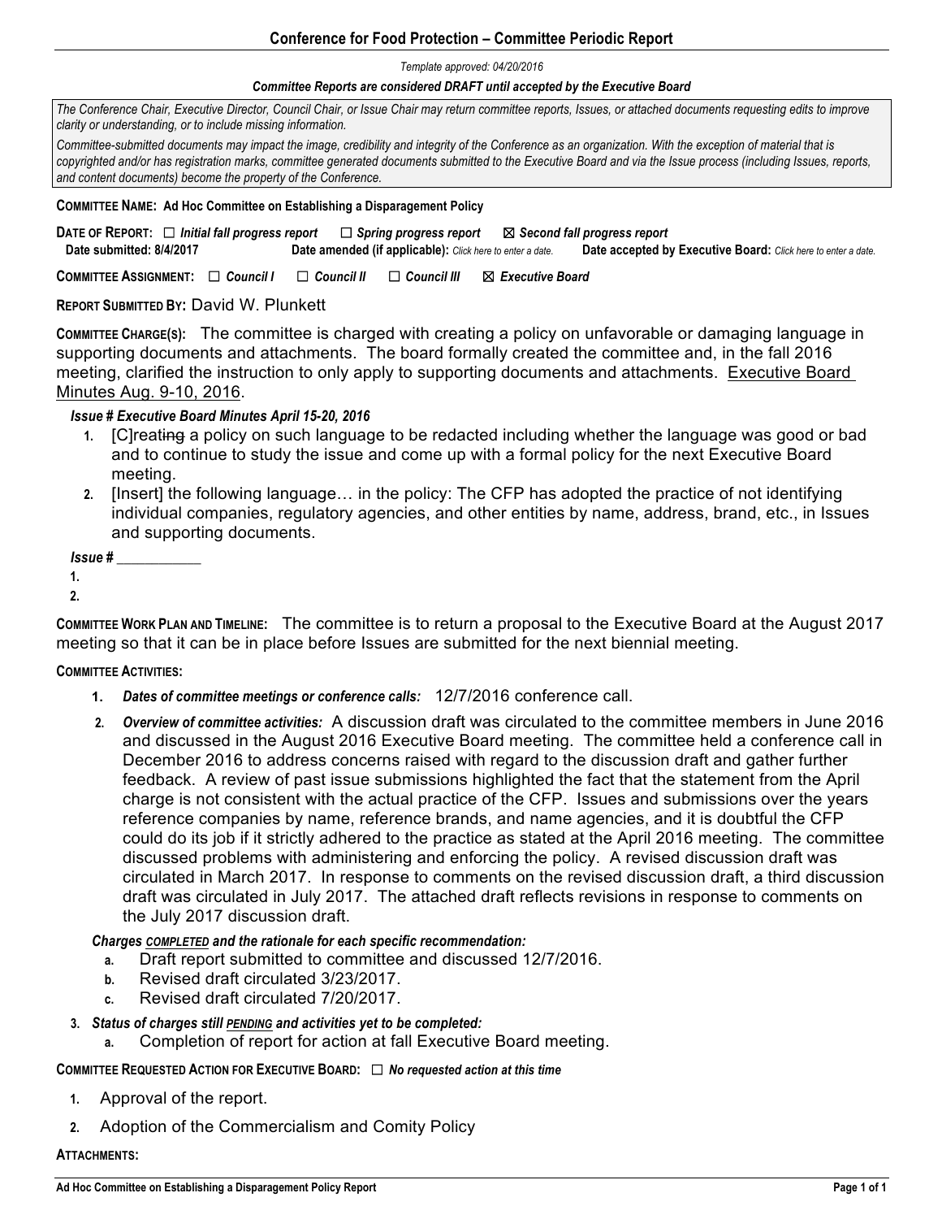# Conference for Food Protection – Committee Periodic Report

*Template approved: 04/20/2016*

***Committee Reports are considered DRAFT until accepted by the Executive Board***

*The Conference Chair, Executive Director, Council Chair, or Issue Chair may return committee reports, Issues, or attached documents requesting edits to improve clarity or understanding, or to include missing information.*

*Committee-submitted documents may impact the image, credibility and integrity of the Conference as an organization. With the exception of material that is copyrighted and/or has registration marks, committee generated documents submitted to the Executive Board and via the Issue process (including Issues, reports, and content documents) become the property of the Conference.*

**COMMITTEE NAME: Ad Hoc Committee on Establishing a Disparagement Policy**

**DATE OF REPORT:** ☐ ***Initial fall progress report*** ☐ ***Spring progress report*** ☒ ***Second fall progress report***

**Date submitted: 8/4/2017** **Date amended (if applicable):** *Click here to enter a date.* **Date accepted by Executive Board:** *Click here to enter a date.*

**COMMITTEE ASSIGNMENT:** ☐ ***Council I*** ☐ ***Council II*** ☐ ***Council III*** ☒ ***Executive Board***

**REPORT SUBMITTED BY:** David W. Plunkett

**COMMITTEE CHARGE(S):** The committee is charged with creating a policy on unfavorable or damaging language in supporting documents and attachments. The board formally created the committee and, in the fall 2016 meeting, clarified the instruction to only apply to supporting documents and attachments. <u>Executive Board Minutes Aug. 9-10, 2016</u>.

***Issue # Executive Board Minutes April 15-20, 2016***

1. [C]reat~~ing~~ a policy on such language to be redacted including whether the language was good or bad and to continue to study the issue and come up with a formal policy for the next Executive Board meeting.
2. [Insert] the following language… in the policy: The CFP has adopted the practice of not identifying individual companies, regulatory agencies, and other entities by name, address, brand, etc., in Issues and supporting documents.

***Issue # __________***

1.
2.

**COMMITTEE WORK PLAN AND TIMELINE:** The committee is to return a proposal to the Executive Board at the August 2017 meeting so that it can be in place before Issues are submitted for the next biennial meeting.

**COMMITTEE ACTIVITIES:**

1. ***Dates of committee meetings or conference calls:*** 12/7/2016 conference call.
2. ***Overview of committee activities:*** A discussion draft was circulated to the committee members in June 2016 and discussed in the August 2016 Executive Board meeting. The committee held a conference call in December 2016 to address concerns raised with regard to the discussion draft and gather further feedback. A review of past issue submissions highlighted the fact that the statement from the April charge is not consistent with the actual practice of the CFP. Issues and submissions over the years reference companies by name, reference brands, and name agencies, and it is doubtful the CFP could do its job if it strictly adhered to the practice as stated at the April 2016 meeting. The committee discussed problems with administering and enforcing the policy. A revised discussion draft was circulated in March 2017. In response to comments on the revised discussion draft, a third discussion draft was circulated in July 2017. The attached draft reflects revisions in response to comments on the July 2017 discussion draft.

   ***Charges <u>COMPLETED</u> and the rationale for each specific recommendation:***
   a. Draft report submitted to committee and discussed 12/7/2016.
   b. Revised draft circulated 3/23/2017.
   c. Revised draft circulated 7/20/2017.
3. ***Status of charges still <u>PENDING</u> and activities yet to be completed:***
   a. Completion of report for action at fall Executive Board meeting.

**COMMITTEE REQUESTED ACTION FOR EXECUTIVE BOARD:** ☐ ***No requested action at this time***

1. Approval of the report.
2. Adoption of the Commercialism and Comity Policy

**ATTACHMENTS:**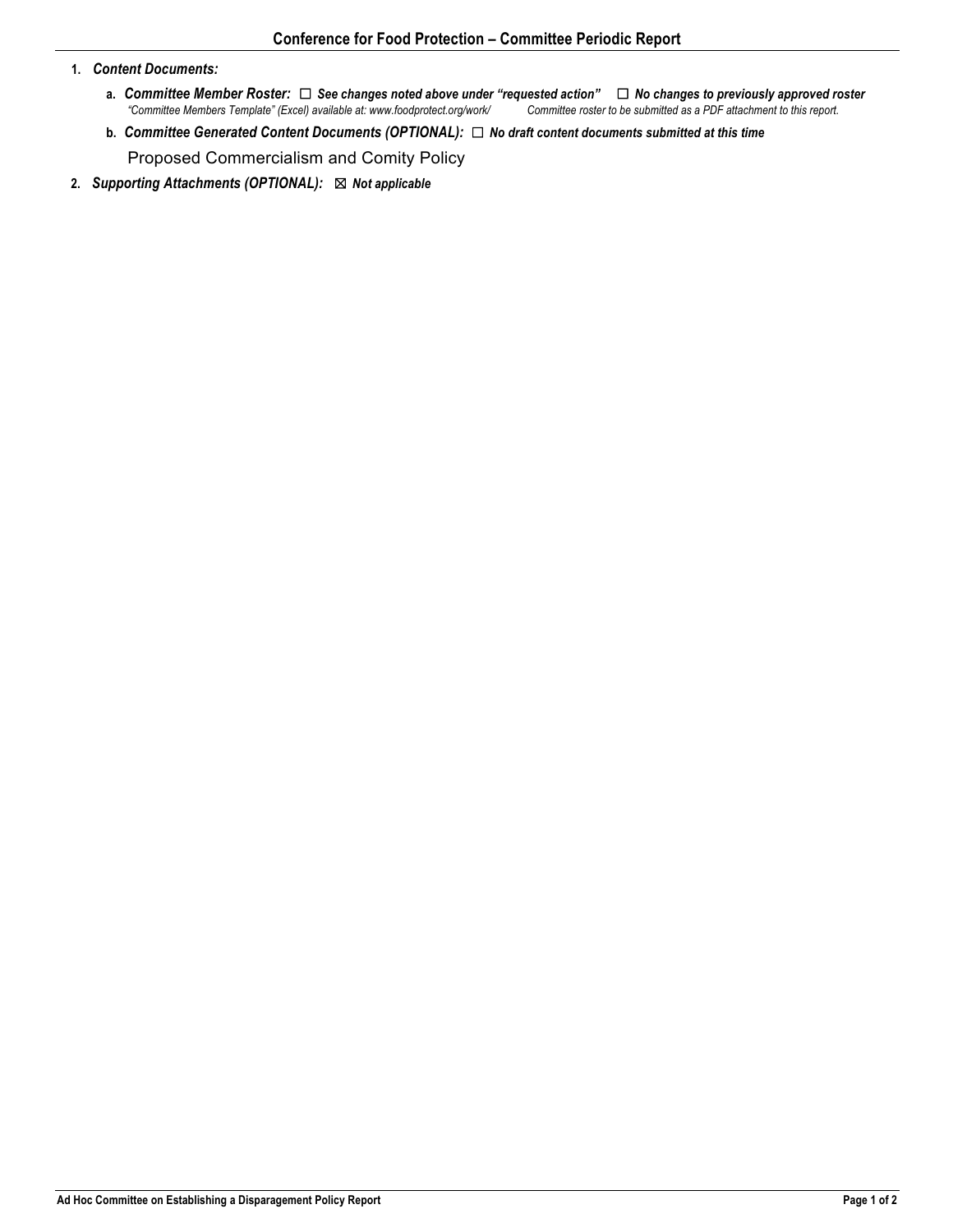1. ***Content Documents:***

   a. ***Committee Member Roster:*** ☐ ***See changes noted above under "requested action"*** ☐ ***No changes to previously approved roster***
   *"Committee Members Template" (Excel) available at: www.foodprotect.org/work/* *Committee roster to be submitted as a PDF attachment to this report.*

   b. ***Committee Generated Content Documents (OPTIONAL):*** ☐ ***No draft content documents submitted at this time***

   Proposed Commercialism and Comity Policy

2. ***Supporting Attachments (OPTIONAL):*** ☒ ***Not applicable***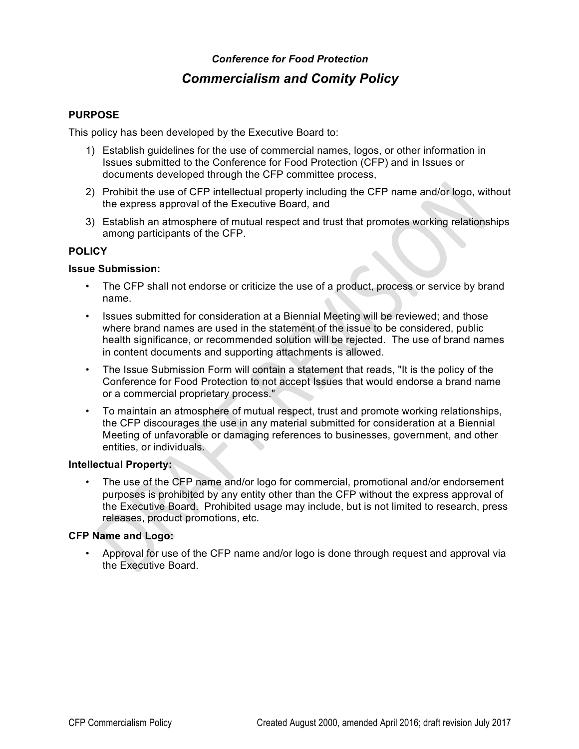*Conference for Food Protection*

## *Commercialism and Comity Policy*

**PURPOSE**

This policy has been developed by the Executive Board to:

1) Establish guidelines for the use of commercial names, logos, or other information in Issues submitted to the Conference for Food Protection (CFP) and in Issues or documents developed through the CFP committee process,
2) Prohibit the use of CFP intellectual property including the CFP name and/or logo, without the express approval of the Executive Board, and
3) Establish an atmosphere of mutual respect and trust that promotes working relationships among participants of the CFP.

**POLICY**

**Issue Submission:**

- The CFP shall not endorse or criticize the use of a product, process or service by brand name.
- Issues submitted for consideration at a Biennial Meeting will be reviewed; and those where brand names are used in the statement of the issue to be considered, public health significance, or recommended solution will be rejected. The use of brand names in content documents and supporting attachments is allowed.
- The Issue Submission Form will contain a statement that reads, "It is the policy of the Conference for Food Protection to not accept Issues that would endorse a brand name or a commercial proprietary process."
- To maintain an atmosphere of mutual respect, trust and promote working relationships, the CFP discourages the use in any material submitted for consideration at a Biennial Meeting of unfavorable or damaging references to businesses, government, and other entities, or individuals.

**Intellectual Property:**

- The use of the CFP name and/or logo for commercial, promotional and/or endorsement purposes is prohibited by any entity other than the CFP without the express approval of the Executive Board. Prohibited usage may include, but is not limited to research, press releases, product promotions, etc.

**CFP Name and Logo:**

- Approval for use of the CFP name and/or logo is done through request and approval via the Executive Board.

CFP Commercialism Policy Created August 2000, amended April 2016; draft revision July 2017